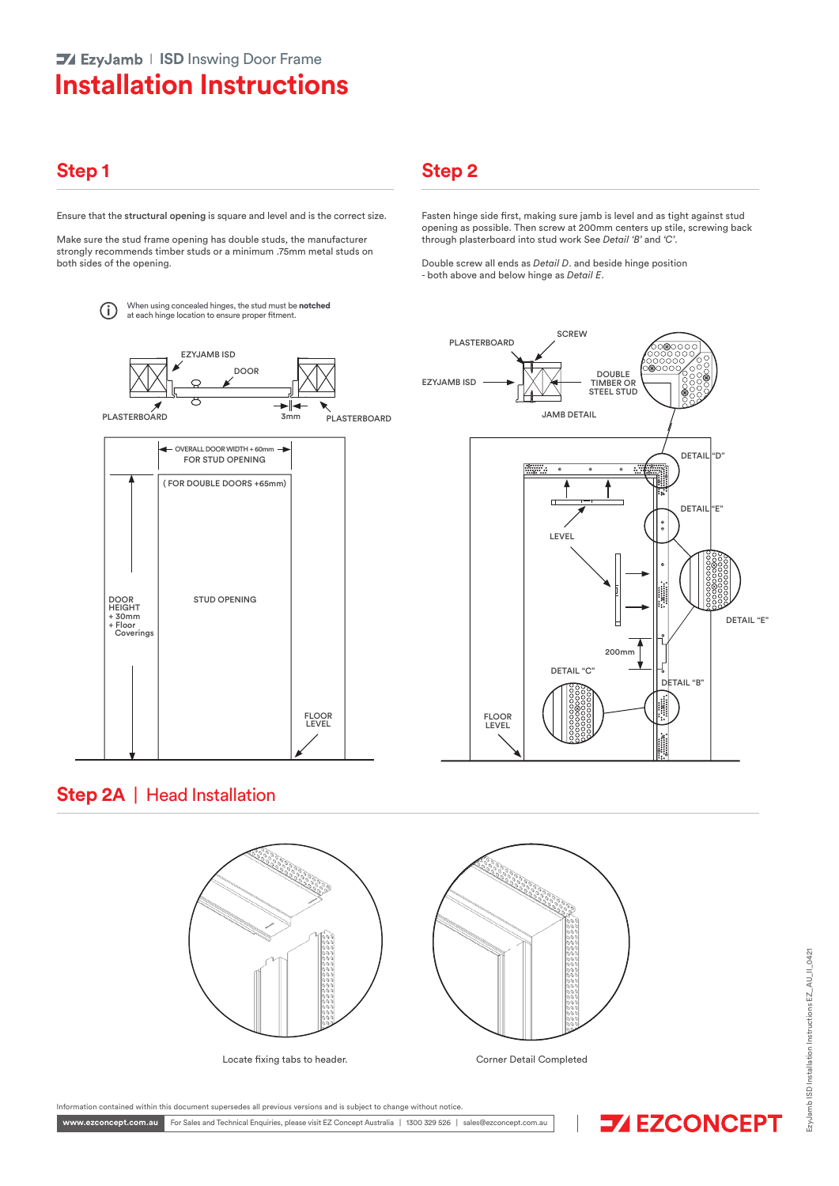EzyJamb | ISD Inswing Door Frame

# Installation Instructions

## Step 1

Ensure that the **structural opening** is square and level and is the correct size.

Make sure the stud frame opening has double studs, the manufacturer strongly recommends timber studs or a minimum .75mm metal studs on both sides of the opening.

When using concealed hinges, the stud must be **notched** at each hinge location to ensure proper fitment.

EZYJAMB ISD
DOOR
PLASTERBOARD
3mm
PLASTERBOARD

OVERALL DOOR WIDTH + 60mm FOR STUD OPENING
( FOR DOUBLE DOORS +65mm)
DOOR HEIGHT + 30mm + Floor Coverings
STUD OPENING
FLOOR LEVEL

## Step 2

Fasten hinge side first, making sure jamb is level and as tight against stud opening as possible. Then screw at 200mm centers up stile, screwing back through plasterboard into stud work See *Detail 'B'* and *'C'*.

Double screw all ends as *Detail D*. and beside hinge position - both above and below hinge as *Detail E*.

PLASTERBOARD
SCREW
EZYJAMB ISD
DOUBLE TIMBER OR STEEL STUD
JAMB DETAIL
DETAIL "D"
DETAIL "E"
LEVEL
DETAIL "E"
200mm
DETAIL "C"
DETAIL "B"
FLOOR LEVEL

## Step 2A | Head Installation

Locate fixing tabs to header.

Corner Detail Completed

Information contained within this document supersedes all previous versions and is subject to change without notice.

www.ezconcept.com.au | For Sales and Technical Enquiries, please visit EZ Concept Australia | 1300 329 526 | sales@ezconcept.com.au

EZCONCEPT

EzyJamb ISD Installation Instructions EZ_AU_II_0421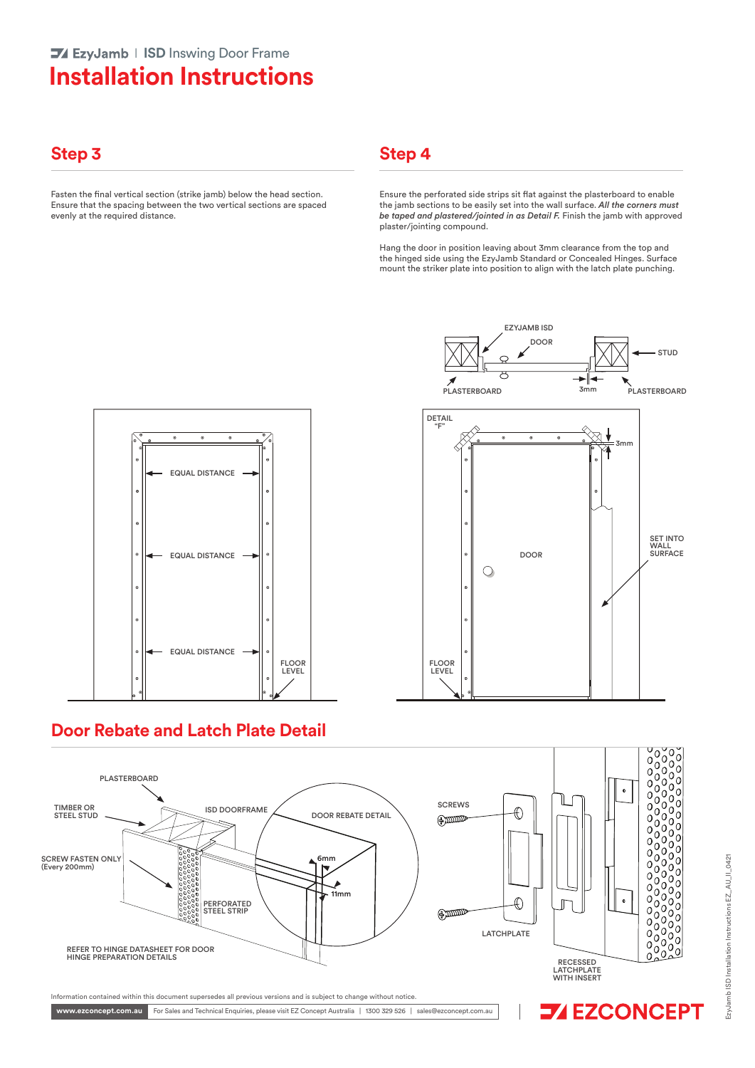EzyJamb | ISD Inswing Door Frame

# Installation Instructions

## Step 3

Fasten the final vertical section (strike jamb) below the head section. Ensure that the spacing between the two vertical sections are spaced evenly at the required distance.

EQUAL DISTANCE

EQUAL DISTANCE

EQUAL DISTANCE

FLOOR LEVEL

## Step 4

Ensure the perforated side strips sit flat against the plasterboard to enable the jamb sections to be easily set into the wall surface. ***All the corners must be taped and plastered/jointed in as Detail F.*** Finish the jamb with approved plaster/jointing compound.

Hang the door in position leaving about 3mm clearance from the top and the hinged side using the EzyJamb Standard or Concealed Hinges. Surface mount the striker plate into position to align with the latch plate punching.

EZYJAMB ISD

DOOR

STUD

PLASTERBOARD

3mm

PLASTERBOARD

DETAIL "F"

3mm

SET INTO WALL SURFACE

DOOR

FLOOR LEVEL

## Door Rebate and Latch Plate Detail

PLASTERBOARD

TIMBER OR STEEL STUD

ISD DOORFRAME

SCREW FASTEN ONLY (Every 200mm)

PERFORATED STEEL STRIP

DOOR REBATE DETAIL

6mm

11mm

REFER TO HINGE DATASHEET FOR DOOR HINGE PREPARATION DETAILS

SCREWS

LATCHPLATE

RECESSED LATCHPLATE WITH INSERT

Information contained within this document supersedes all previous versions and is subject to change without notice.

www.ezconcept.com.au | For Sales and Technical Enquiries, please visit EZ Concept Australia | 1300 329 526 | sales@ezconcept.com.au

EZCONCEPT

EzyJamb ISD Installation Instructions EZ_AU_II_0421